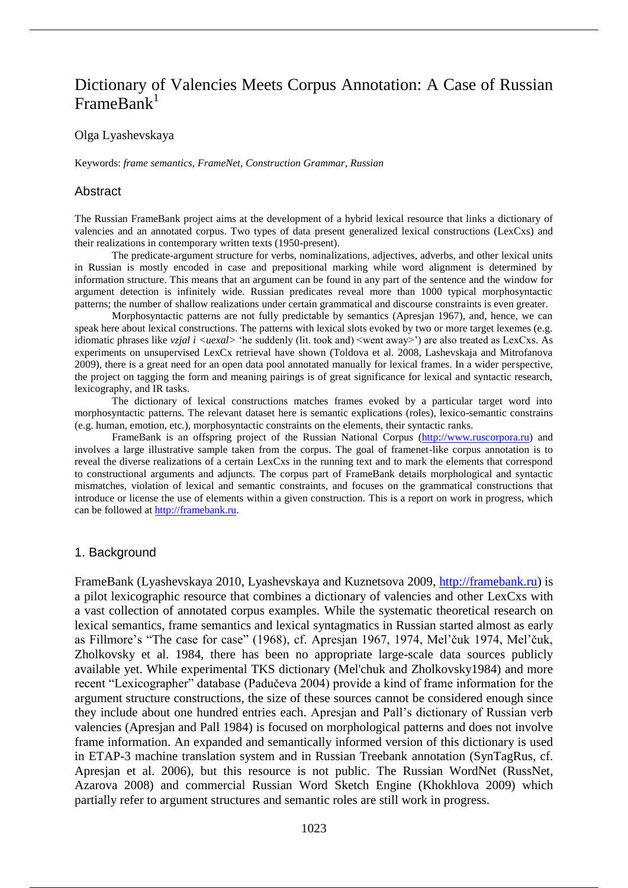# Dictionary of Valencies Meets Corpus Annotation: A Case of Russian FrameBank[1]

Olga Lyashevskaya

Keywords: *frame semantics*, *FrameNet*, *Construction Grammar*, *Russian*

## Abstract

The Russian FrameBank project aims at the development of a hybrid lexical resource that links a dictionary of valencies and an annotated corpus. Two types of data present generalized lexical constructions (LexCxs) and their realizations in contemporary written texts (1950-present).

The predicate-argument structure for verbs, nominalizations, adjectives, adverbs, and other lexical units in Russian is mostly encoded in case and prepositional marking while word alignment is determined by information structure. This means that an argument can be found in any part of the sentence and the window for argument detection is infinitely wide. Russian predicates reveal more than 1000 typical morphosyntactic patterns; the number of shallow realizations under certain grammatical and discourse constraints is even greater.

Morphosyntactic patterns are not fully predictable by semantics (Apresjan 1967), and, hence, we can speak here about lexical constructions. The patterns with lexical slots evoked by two or more target lexemes (e.g. idiomatic phrases like *vzjal i <uexal>* 'he suddenly (lit. took and) <went away>') are also treated as LexCxs. As experiments on unsupervised LexCx retrieval have shown (Toldova et al. 2008, Lashevskaja and Mitrofanova 2009), there is a great need for an open data pool annotated manually for lexical frames. In a wider perspective, the project on tagging the form and meaning pairings is of great significance for lexical and syntactic research, lexicography, and IR tasks.

The dictionary of lexical constructions matches frames evoked by a particular target word into morphosyntactic patterns. The relevant dataset here is semantic explications (roles), lexico-semantic constrains (e.g. human, emotion, etc.), morphosyntactic constraints on the elements, their syntactic ranks.

FrameBank is an offspring project of the Russian National Corpus (http://www.ruscorpora.ru) and involves a large illustrative sample taken from the corpus. The goal of framenet-like corpus annotation is to reveal the diverse realizations of a certain LexCxs in the running text and to mark the elements that correspond to constructional arguments and adjuncts. The corpus part of FrameBank details morphological and syntactic mismatches, violation of lexical and semantic constraints, and focuses on the grammatical constructions that introduce or license the use of elements within a given construction. This is a report on work in progress, which can be followed at http://framebank.ru.

## 1. Background

FrameBank (Lyashevskaya 2010, Lyashevskaya and Kuznetsova 2009, http://framebank.ru) is a pilot lexicographic resource that combines a dictionary of valencies and other LexCxs with a vast collection of annotated corpus examples. While the systematic theoretical research on lexical semantics, frame semantics and lexical syntagmatics in Russian started almost as early as Fillmore's "The case for case" (1968), cf. Apresjan 1967, 1974, Mel'čuk 1974, Mel'čuk, Zholkovsky et al. 1984, there has been no appropriate large-scale data sources publicly available yet. While experimental TKS dictionary (Mel'chuk and Zholkovsky1984) and more recent "Lexicographer" database (Padučeva 2004) provide a kind of frame information for the argument structure constructions, the size of these sources cannot be considered enough since they include about one hundred entries each. Apresjan and Pall's dictionary of Russian verb valencies (Apresjan and Pall 1984) is focused on morphological patterns and does not involve frame information. An expanded and semantically informed version of this dictionary is used in ETAP-3 machine translation system and in Russian Treebank annotation (SynTagRus, cf. Apresjan et al. 2006), but this resource is not public. The Russian WordNet (RussNet, Azarova 2008) and commercial Russian Word Sketch Engine (Khokhlova 2009) which partially refer to argument structures and semantic roles are still work in progress.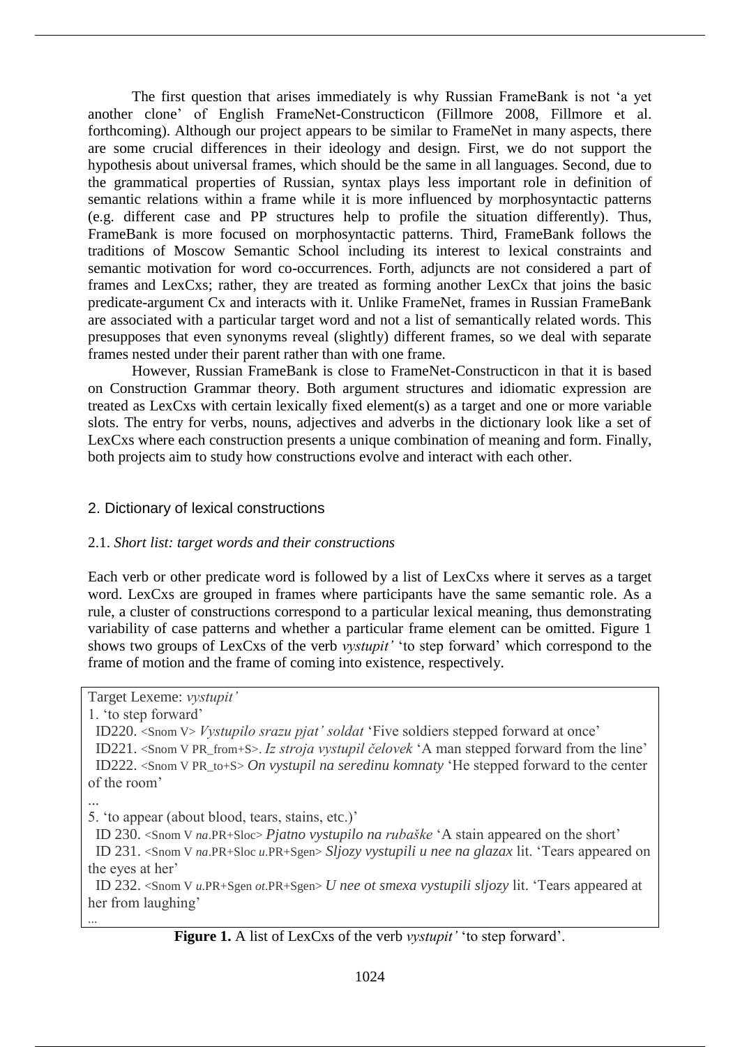The first question that arises immediately is why Russian FrameBank is not 'a yet another clone' of English FrameNet-Constructicon (Fillmore 2008, Fillmore et al. forthcoming). Although our project appears to be similar to FrameNet in many aspects, there are some crucial differences in their ideology and design. First, we do not support the hypothesis about universal frames, which should be the same in all languages. Second, due to the grammatical properties of Russian, syntax plays less important role in definition of semantic relations within a frame while it is more influenced by morphosyntactic patterns (e.g. different case and PP structures help to profile the situation differently). Thus, FrameBank is more focused on morphosyntactic patterns. Third, FrameBank follows the traditions of Moscow Semantic School including its interest to lexical constraints and semantic motivation for word co-occurrences. Forth, adjuncts are not considered a part of frames and LexCxs; rather, they are treated as forming another LexCx that joins the basic predicate-argument Cx and interacts with it. Unlike FrameNet, frames in Russian FrameBank are associated with a particular target word and not a list of semantically related words. This presupposes that even synonyms reveal (slightly) different frames, so we deal with separate frames nested under their parent rather than with one frame.

However, Russian FrameBank is close to FrameNet-Constructicon in that it is based on Construction Grammar theory. Both argument structures and idiomatic expression are treated as LexCxs with certain lexically fixed element(s) as a target and one or more variable slots. The entry for verbs, nouns, adjectives and adverbs in the dictionary look like a set of LexCxs where each construction presents a unique combination of meaning and form. Finally, both projects aim to study how constructions evolve and interact with each other.

## 2. Dictionary of lexical constructions

### 2.1. *Short list: target words and their constructions*

Each verb or other predicate word is followed by a list of LexCxs where it serves as a target word. LexCxs are grouped in frames where participants have the same semantic role. As a rule, a cluster of constructions correspond to a particular lexical meaning, thus demonstrating variability of case patterns and whether a particular frame element can be omitted. Figure 1 shows two groups of LexCxs of the verb *vystupit'* 'to step forward' which correspond to the frame of motion and the frame of coming into existence, respectively.

Target Lexeme: *vystupit'*
1. 'to step forward'
  ID220. <Snom V> *Vystupilo srazu pjat' soldat* 'Five soldiers stepped forward at once'
  ID221. <Snom V PR_from+S>. *Iz stroja vystupil čelovek* 'A man stepped forward from the line'
  ID222. <Snom V PR_to+S> *On vystupil na seredinu komnaty* 'He stepped forward to the center of the room'
...
5. 'to appear (about blood, tears, stains, etc.)'
  ID 230. <Snom V *na*.PR+Sloc> *Pjatno vystupilo na rubaške* 'A stain appeared on the short'
  ID 231. <Snom V *na*.PR+Sloc *u*.PR+Sgen> *Sljozy vystupili u nee na glazax* lit. 'Tears appeared on the eyes at her'
  ID 232. <Snom V *u*.PR+Sgen *ot*.PR+Sgen> *U nee ot smexa vystupili sljozy* lit. 'Tears appeared at her from laughing'
...

**Figure 1.** A list of LexCxs of the verb *vystupit'* 'to step forward'.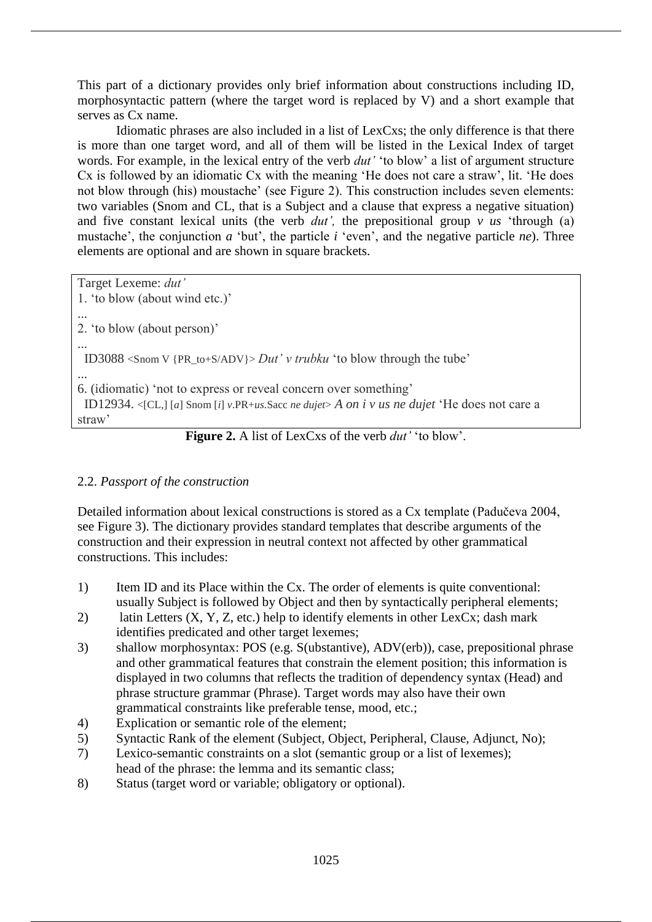This part of a dictionary provides only brief information about constructions including ID, morphosyntactic pattern (where the target word is replaced by V) and a short example that serves as Cx name.

Idiomatic phrases are also included in a list of LexCxs; the only difference is that there is more than one target word, and all of them will be listed in the Lexical Index of target words. For example, in the lexical entry of the verb *dut'* 'to blow' a list of argument structure Cx is followed by an idiomatic Cx with the meaning 'He does not care a straw', lit. 'He does not blow through (his) moustache' (see Figure 2). This construction includes seven elements: two variables (Snom and CL, that is a Subject and a clause that express a negative situation) and five constant lexical units (the verb *dut',* the prepositional group *v us* 'through (a) mustache', the conjunction *a* 'but', the particle *i* 'even', and the negative particle *ne*). Three elements are optional and are shown in square brackets.

> Target Lexeme: *dut'*
> 1. 'to blow (about wind etc.)'
> ...
> 2. 'to blow (about person)'
> ...
> ID3088 <Snom V {PR_to+S/ADV}> *Dut' v trubku* 'to blow through the tube'
> ...
> 6. (idiomatic) 'not to express or reveal concern over something'
> ID12934. <[CL,] [*a*] Snom [*i*] *v*.PR+*us*.Sacc *ne dujet*> *A on i v us ne dujet* 'He does not care a straw'

**Figure 2.** A list of LexCxs of the verb *dut'* 'to blow'.

## 2.2. *Passport of the construction*

Detailed information about lexical constructions is stored as a Cx template (Padučeva 2004, see Figure 3). The dictionary provides standard templates that describe arguments of the construction and their expression in neutral context not affected by other grammatical constructions. This includes:

1) Item ID and its Place within the Cx. The order of elements is quite conventional: usually Subject is followed by Object and then by syntactically peripheral elements;
2) latin Letters (X, Y, Z, etc.) help to identify elements in other LexCx; dash mark identifies predicated and other target lexemes;
3) shallow morphosyntax: POS (e.g. S(ubstantive), ADV(erb)), case, prepositional phrase and other grammatical features that constrain the element position; this information is displayed in two columns that reflects the tradition of dependency syntax (Head) and phrase structure grammar (Phrase). Target words may also have their own grammatical constraints like preferable tense, mood, etc.;
4) Explication or semantic role of the element;
5) Syntactic Rank of the element (Subject, Object, Peripheral, Clause, Adjunct, No);
7) Lexico-semantic constraints on a slot (semantic group or a list of lexemes); head of the phrase: the lemma and its semantic class;
8) Status (target word or variable; obligatory or optional).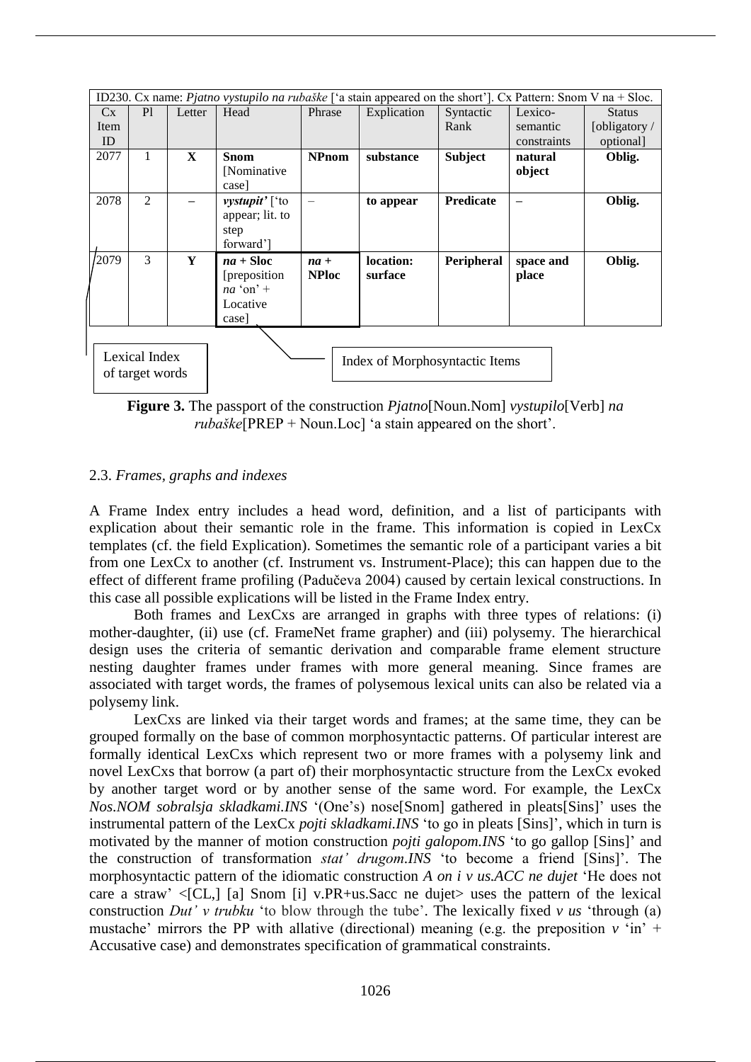| ID230. Cx name: *Pjatno vystupilo na rubaške* ['a stain appeared on the short']. Cx Pattern: Snom V na + Sloc. | | | | | | | | |
|---|---|---|---|---|---|---|---|---|
| Cx Item ID | Pl | Letter | Head | Phrase | Explication | Syntactic Rank | Lexico-semantic constraints | Status [obligatory / optional] |
| 2077 | 1 | **X** | **Snom** [Nominative case] | **NPnom** | **substance** | **Subject** | **natural object** | **Oblig.** |
| 2078 | 2 | – | ***vystupit'*** ['to appear; lit. to step forward'] | – | **to appear** | **Predicate** | – | **Oblig.** |
| 2079 | 3 | **Y** | ***na*** **+ Sloc** [preposition *na* 'on' + Locative case] | ***na*** **+ NPloc** | **location: surface** | **Peripheral** | **space and place** | **Oblig.** |

Lexical Index of target words

Index of Morphosyntactic Items

**Figure 3.** The passport of the construction *Pjatno*[Noun.Nom] *vystupilo*[Verb] *na rubaške*[PREP + Noun.Loc] 'a stain appeared on the short'.

### 2.3. *Frames, graphs and indexes*

A Frame Index entry includes a head word, definition, and a list of participants with explication about their semantic role in the frame. This information is copied in LexCx templates (cf. the field Explication). Sometimes the semantic role of a participant varies a bit from one LexCx to another (cf. Instrument vs. Instrument-Place); this can happen due to the effect of different frame profiling (Padučeva 2004) caused by certain lexical constructions. In this case all possible explications will be listed in the Frame Index entry.

Both frames and LexCxs are arranged in graphs with three types of relations: (i) mother-daughter, (ii) use (cf. FrameNet frame grapher) and (iii) polysemy. The hierarchical design uses the criteria of semantic derivation and comparable frame element structure nesting daughter frames under frames with more general meaning. Since frames are associated with target words, the frames of polysemous lexical units can also be related via a polysemy link.

LexCxs are linked via their target words and frames; at the same time, they can be grouped formally on the base of common morphosyntactic patterns. Of particular interest are formally identical LexCxs which represent two or more frames with a polysemy link and novel LexCxs that borrow (a part of) their morphosyntactic structure from the LexCx evoked by another target word or by another sense of the same word. For example, the LexCx *Nos.NOM sobralsja skladkami.INS* '(One's) nose[Snom] gathered in pleats[Sins]' uses the instrumental pattern of the LexCx *pojti skladkami.INS* 'to go in pleats [Sins]', which in turn is motivated by the manner of motion construction *pojti galopom.INS* 'to go gallop [Sins]' and the construction of transformation *stat' drugom.INS* 'to become a friend [Sins]'. The morphosyntactic pattern of the idiomatic construction *A on i v us.ACC ne dujet* 'He does not care a straw' <[CL,] [a] Snom [i] v.PR+us.Sacc ne dujet> uses the pattern of the lexical construction *Dut' v trubku* 'to blow through the tube'. The lexically fixed *v us* 'through (a) mustache' mirrors the PP with allative (directional) meaning (e.g. the preposition *v* 'in' + Accusative case) and demonstrates specification of grammatical constraints.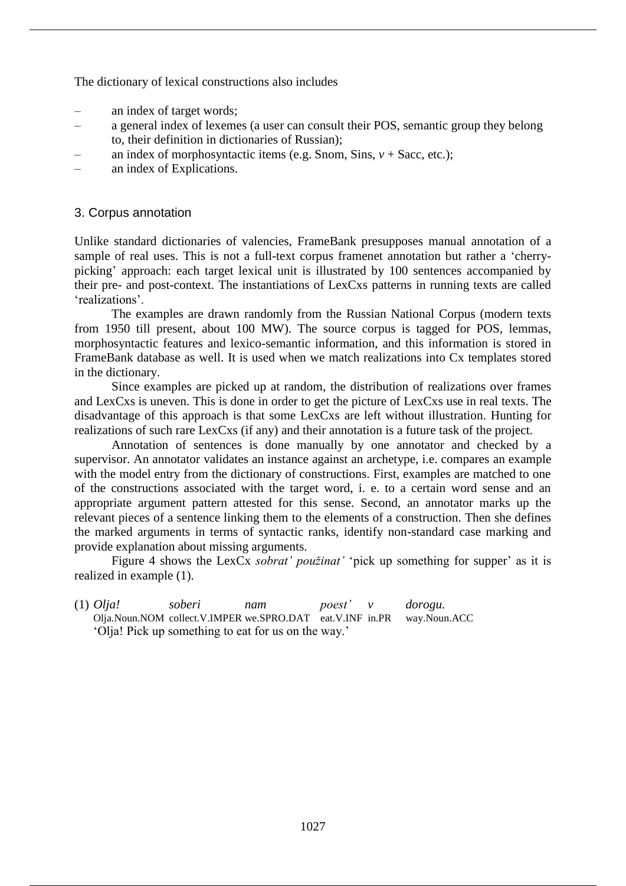The dictionary of lexical constructions also includes

- an index of target words;
- a general index of lexemes (a user can consult their POS, semantic group they belong to, their definition in dictionaries of Russian);
- an index of morphosyntactic items (e.g. Snom, Sins, *v* + Sacc, etc.);
- an index of Explications.

## 3. Corpus annotation

Unlike standard dictionaries of valencies, FrameBank presupposes manual annotation of a sample of real uses. This is not a full-text corpus framenet annotation but rather a 'cherry-picking' approach: each target lexical unit is illustrated by 100 sentences accompanied by their pre- and post-context. The instantiations of LexCxs patterns in running texts are called 'realizations'.

The examples are drawn randomly from the Russian National Corpus (modern texts from 1950 till present, about 100 MW). The source corpus is tagged for POS, lemmas, morphosyntactic features and lexico-semantic information, and this information is stored in FrameBank database as well. It is used when we match realizations into Cx templates stored in the dictionary.

Since examples are picked up at random, the distribution of realizations over frames and LexCxs is uneven. This is done in order to get the picture of LexCxs use in real texts. The disadvantage of this approach is that some LexCxs are left without illustration. Hunting for realizations of such rare LexCxs (if any) and their annotation is a future task of the project.

Annotation of sentences is done manually by one annotator and checked by a supervisor. An annotator validates an instance against an archetype, i.e. compares an example with the model entry from the dictionary of constructions. First, examples are matched to one of the constructions associated with the target word, i. e. to a certain word sense and an appropriate argument pattern attested for this sense. Second, an annotator marks up the relevant pieces of a sentence linking them to the elements of a construction. Then she defines the marked arguments in terms of syntactic ranks, identify non-standard case marking and provide explanation about missing arguments.

Figure 4 shows the LexCx *sobrat' použinat'* 'pick up something for supper' as it is realized in example (1).

(1) *Olja! soberi nam poest' v dorogu.*
Olja.Noun.NOM collect.V.IMPER we.SPRO.DAT eat.V.INF in.PR way.Noun.ACC
'Olja! Pick up something to eat for us on the way.'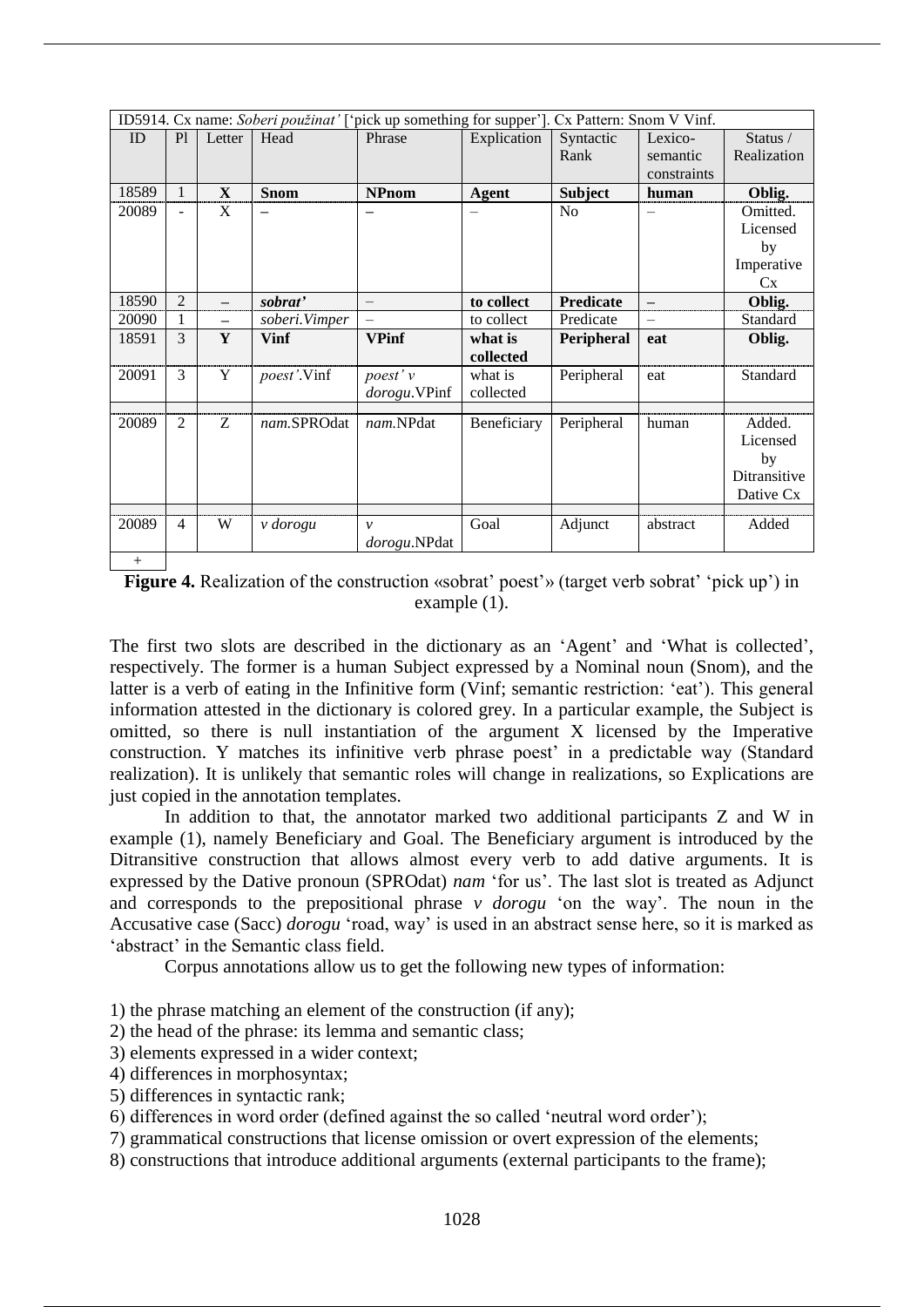| ID5914. Cx name: *Soberi použinat'* ['pick up something for supper']. Cx Pattern: Snom V Vinf. | | | | | | | | |
|---|---|---|---|---|---|---|---|---|
| ID | Pl | Letter | Head | Phrase | Explication | Syntactic Rank | Lexico-semantic constraints | Status / Realization |
| 18589 | 1 | **X** | **Snom** | **NPnom** | **Agent** | **Subject** | **human** | **Oblig.** |
| 20089 | - | X | – | – | – | No | – | Omitted. Licensed by Imperative Cx |
| 18590 | 2 | **–** | ***sobrat'*** | – | **to collect** | **Predicate** | **–** | **Oblig.** |
| 20090 | 1 | – | *soberi*.*Vimper* | – | to collect | Predicate | – | Standard |
| 18591 | 3 | **Y** | **Vinf** | **VPinf** | **what is collected** | **Peripheral** | **eat** | **Oblig.** |
| 20091 | 3 | Y | *poest'*.Vinf | *poest' v dorogu*.VPinf | what is collected | Peripheral | eat | Standard |
| 20089 | 2 | Z | *nam*.SPROdat | *nam*.NPdat | Beneficiary | Peripheral | human | Added. Licensed by Ditransitive Dative Cx |
| 20089 | 4 | W | *v dorogu* | *v dorogu*.NPdat | Goal | Adjunct | abstract | Added |
| + | | | | | | | | |

**Figure 4.** Realization of the construction «sobrat' poest'» (target verb sobrat' 'pick up') in example (1).

The first two slots are described in the dictionary as an 'Agent' and 'What is collected', respectively. The former is a human Subject expressed by a Nominal noun (Snom), and the latter is a verb of eating in the Infinitive form (Vinf; semantic restriction: 'eat'). This general information attested in the dictionary is colored grey. In a particular example, the Subject is omitted, so there is null instantiation of the argument X licensed by the Imperative construction. Y matches its infinitive verb phrase poest' in a predictable way (Standard realization). It is unlikely that semantic roles will change in realizations, so Explications are just copied in the annotation templates.

In addition to that, the annotator marked two additional participants Z and W in example (1), namely Beneficiary and Goal. The Beneficiary argument is introduced by the Ditransitive construction that allows almost every verb to add dative arguments. It is expressed by the Dative pronoun (SPROdat) *nam* 'for us'. The last slot is treated as Adjunct and corresponds to the prepositional phrase *v dorogu* 'on the way'. The noun in the Accusative case (Sacc) *dorogu* 'road, way' is used in an abstract sense here, so it is marked as 'abstract' in the Semantic class field.

Corpus annotations allow us to get the following new types of information:

1) the phrase matching an element of the construction (if any);
2) the head of the phrase: its lemma and semantic class;
3) elements expressed in a wider context;
4) differences in morphosyntax;
5) differences in syntactic rank;
6) differences in word order (defined against the so called 'neutral word order');
7) grammatical constructions that license omission or overt expression of the elements;
8) constructions that introduce additional arguments (external participants to the frame);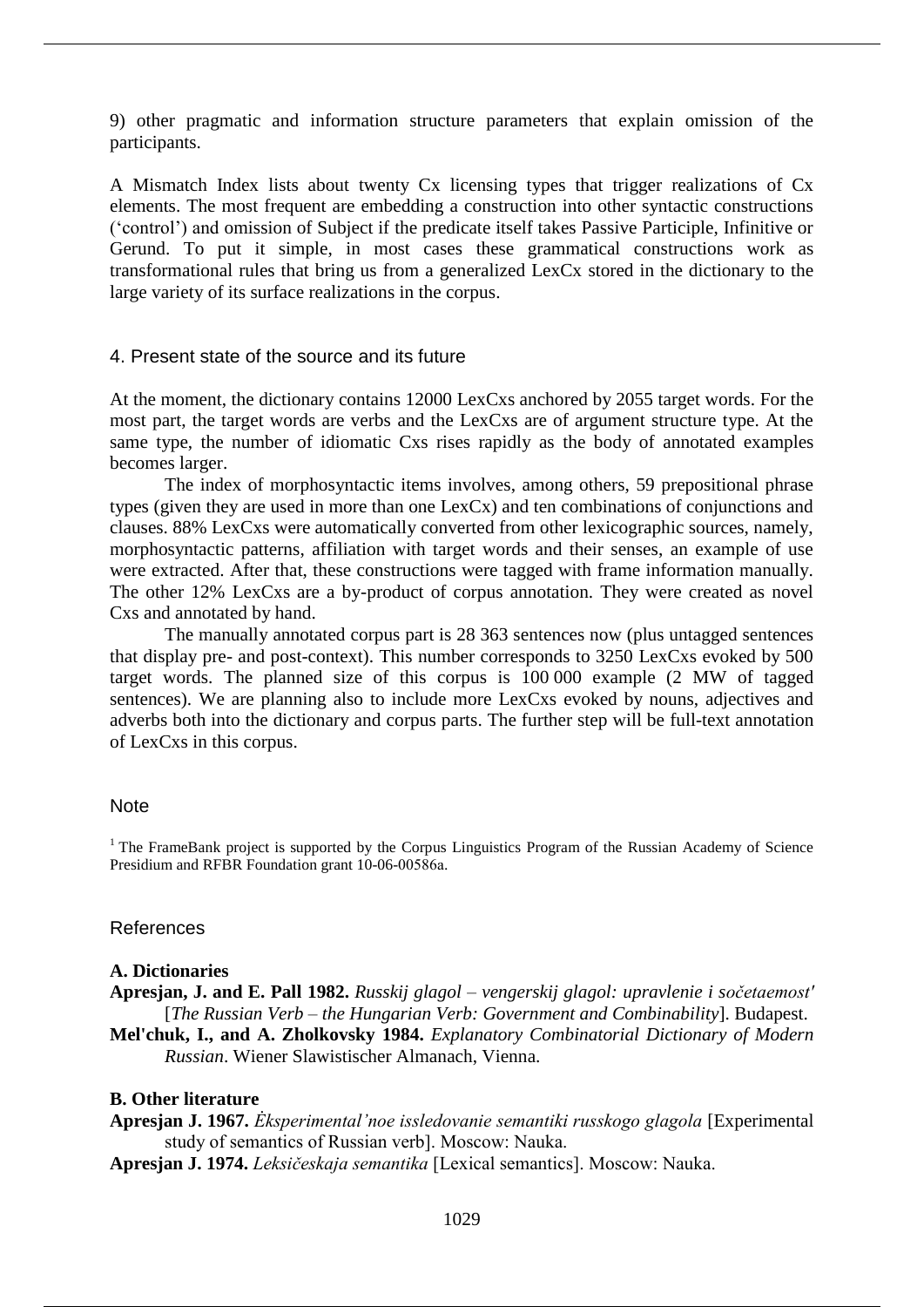9) other pragmatic and information structure parameters that explain omission of the participants.

A Mismatch Index lists about twenty Cx licensing types that trigger realizations of Cx elements. The most frequent are embedding a construction into other syntactic constructions ('control') and omission of Subject if the predicate itself takes Passive Participle, Infinitive or Gerund. To put it simple, in most cases these grammatical constructions work as transformational rules that bring us from a generalized LexCx stored in the dictionary to the large variety of its surface realizations in the corpus.

## 4. Present state of the source and its future

At the moment, the dictionary contains 12000 LexCxs anchored by 2055 target words. For the most part, the target words are verbs and the LexCxs are of argument structure type. At the same type, the number of idiomatic Cxs rises rapidly as the body of annotated examples becomes larger.

The index of morphosyntactic items involves, among others, 59 prepositional phrase types (given they are used in more than one LexCx) and ten combinations of conjunctions and clauses. 88% LexCxs were automatically converted from other lexicographic sources, namely, morphosyntactic patterns, affiliation with target words and their senses, an example of use were extracted. After that, these constructions were tagged with frame information manually. The other 12% LexCxs are a by-product of corpus annotation. They were created as novel Cxs and annotated by hand.

The manually annotated corpus part is 28 363 sentences now (plus untagged sentences that display pre- and post-context). This number corresponds to 3250 LexCxs evoked by 500 target words. The planned size of this corpus is 100 000 example (2 MW of tagged sentences). We are planning also to include more LexCxs evoked by nouns, adjectives and adverbs both into the dictionary and corpus parts. The further step will be full-text annotation of LexCxs in this corpus.

## Note

[1] The FrameBank project is supported by the Corpus Linguistics Program of the Russian Academy of Science Presidium and RFBR Foundation grant 10-06-00586a.

## References

### A. Dictionaries

**Apresjan, J. and E. Pall 1982.** *Russkij glagol – vengerskij glagol: upravlenie i sočetaemost'* [*The Russian Verb – the Hungarian Verb: Government and Combinability*]. Budapest.

**Mel'chuk, I., and A. Zholkovsky 1984.** *Explanatory Combinatorial Dictionary of Modern Russian*. Wiener Slawistischer Almanach, Vienna.

### B. Other literature

**Apresjan J. 1967.** *Ėksperimental'noe issledovanie semantiki russkogo glagola* [Experimental study of semantics of Russian verb]. Moscow: Nauka.

**Apresjan J. 1974.** *Leksičeskaja semantika* [Lexical semantics]. Moscow: Nauka.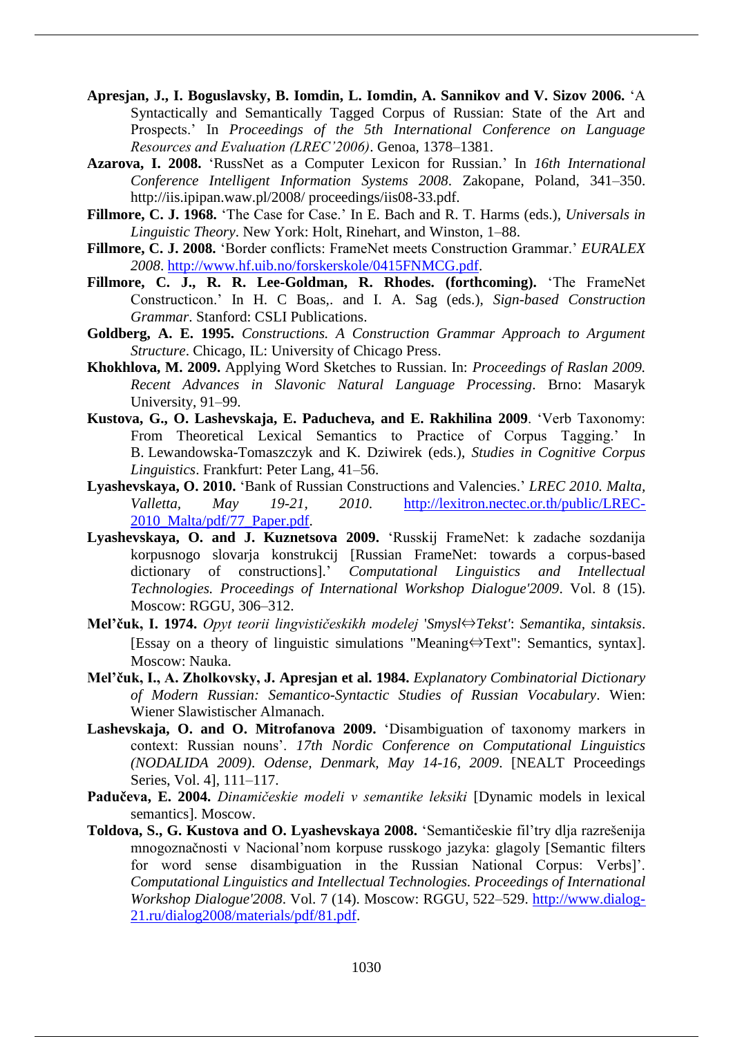**Apresjan, J., I. Boguslavsky, B. Iomdin, L. Iomdin, A. Sannikov and V. Sizov 2006.** 'A Syntactically and Semantically Tagged Corpus of Russian: State of the Art and Prospects.' In *Proceedings of the 5th International Conference on Language Resources and Evaluation (LREC'2006)*. Genoa, 1378–1381.

**Azarova, I. 2008.** 'RussNet as a Computer Lexicon for Russian.' In *16th International Conference Intelligent Information Systems 2008*. Zakopane, Poland, 341–350. http://iis.ipipan.waw.pl/2008/ proceedings/iis08-33.pdf.

**Fillmore, C. J. 1968.** 'The Case for Case.' In E. Bach and R. T. Harms (eds.), *Universals in Linguistic Theory*. New York: Holt, Rinehart, and Winston, 1–88.

**Fillmore, C. J. 2008.** 'Border conflicts: FrameNet meets Construction Grammar.' *EURALEX 2008*. http://www.hf.uib.no/forskerskole/0415FNMCG.pdf.

**Fillmore, C. J., R. R. Lee-Goldman, R. Rhodes. (forthcoming).** 'The FrameNet Constructicon.' In H. C Boas,. and I. A. Sag (eds.), *Sign-based Construction Grammar*. Stanford: CSLI Publications.

**Goldberg, A. E. 1995.** *Constructions. A Construction Grammar Approach to Argument Structure*. Chicago, IL: University of Chicago Press.

**Khokhlova, M. 2009.** Applying Word Sketches to Russian. In: *Proceedings of Raslan 2009. Recent Advances in Slavonic Natural Language Processing*. Brno: Masaryk University, 91–99.

**Kustova, G., O. Lashevskaja, E. Paducheva, and E. Rakhilina 2009**. 'Verb Taxonomy: From Theoretical Lexical Semantics to Practice of Corpus Tagging.' In B. Lewandowska-Tomaszczyk and K. Dziwirek (eds.), *Studies in Cognitive Corpus Linguistics*. Frankfurt: Peter Lang, 41–56.

**Lyashevskaya, O. 2010.** 'Bank of Russian Constructions and Valencies.' *LREC 2010. Malta, Valletta, May 19-21, 2010*. http://lexitron.nectec.or.th/public/LREC-2010_Malta/pdf/77_Paper.pdf.

**Lyashevskaya, O. and J. Kuznetsova 2009.** 'Russkij FrameNet: k zadache sozdanija korpusnogo slovarja konstrukcij [Russian FrameNet: towards a corpus-based dictionary of constructions].' *Computational Linguistics and Intellectual Technologies. Proceedings of International Workshop Dialogue'2009*. Vol. 8 (15). Moscow: RGGU, 306–312.

**Mel'čuk, I. 1974.** *Opyt teorii lingvističeskikh modelej 'Smysl⇔Tekst'*: *Semantika*, *sintaksis*. [Essay on a theory of linguistic simulations "Meaning⇔Text": Semantics, syntax]. Moscow: Nauka.

**Mel'čuk, I., A. Zholkovsky, J. Apresjan et al. 1984.** *Explanatory Combinatorial Dictionary of Modern Russian: Semantico-Syntactic Studies of Russian Vocabulary*. Wien: Wiener Slawistischer Almanach.

**Lashevskaja, O. and O. Mitrofanova 2009.** 'Disambiguation of taxonomy markers in context: Russian nouns'. *17th Nordic Conference on Computational Linguistics (NODALIDA 2009). Odense, Denmark, May 14-16, 2009*. [NEALT Proceedings Series, Vol. 4], 111–117.

**Padučeva, E. 2004.** *Dinamičeskie modeli v semantike leksiki* [Dynamic models in lexical semantics]. Moscow.

**Toldova, S., G. Kustova and O. Lyashevskaya 2008.** 'Semantičeskie fil'try dlja razrešenija mnogoznačnosti v Nacional'nom korpuse russkogo jazyka: glagoly [Semantic filters for word sense disambiguation in the Russian National Corpus: Verbs]'. *Computational Linguistics and Intellectual Technologies. Proceedings of International Workshop Dialogue'2008*. Vol. 7 (14). Moscow: RGGU, 522–529. http://www.dialog-21.ru/dialog2008/materials/pdf/81.pdf.